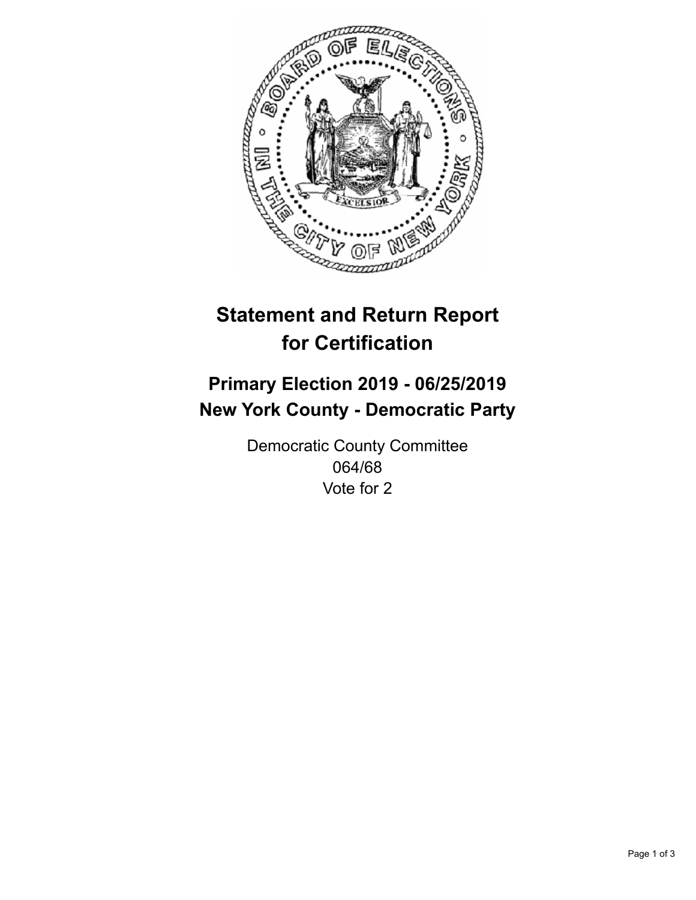# Statement and Return Report for Certification

## Primary Election 2019 - 06/25/2019
## New York County - Democratic Party

Democratic County Committee
064/68
Vote for 2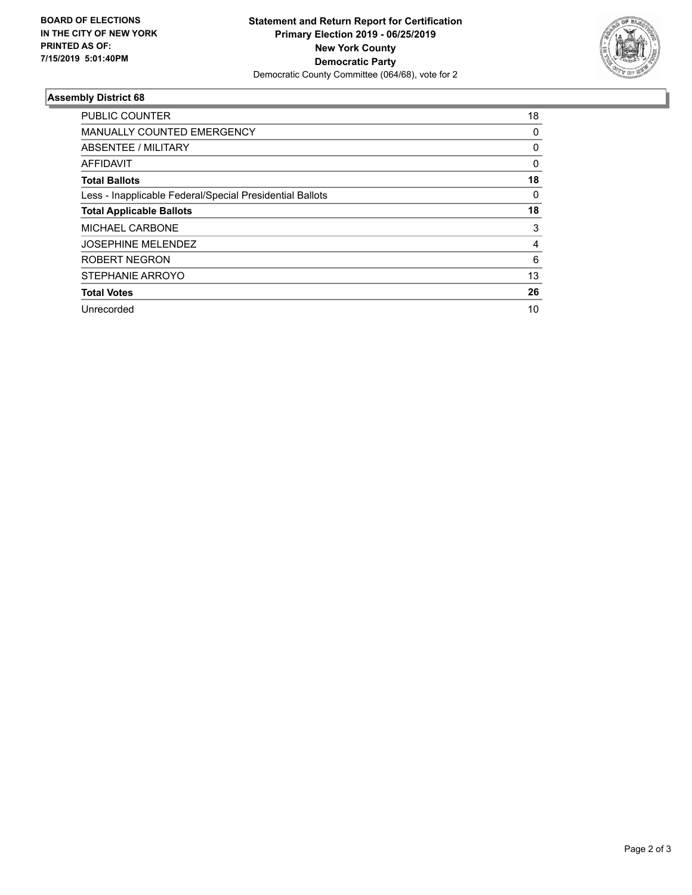BOARD OF ELECTIONS
IN THE CITY OF NEW YORK
PRINTED AS OF:
7/15/2019 5:01:40PM

**Statement and Return Report for Certification**
**Primary Election 2019 - 06/25/2019**
**New York County**
**Democratic Party**
Democratic County Committee (064/68), vote for 2

### Assembly District 68

| | |
|---|---|
| PUBLIC COUNTER | 18 |
| MANUALLY COUNTED EMERGENCY | 0 |
| ABSENTEE / MILITARY | 0 |
| AFFIDAVIT | 0 |
| **Total Ballots** | **18** |
| Less - Inapplicable Federal/Special Presidential Ballots | 0 |
| **Total Applicable Ballots** | **18** |
| MICHAEL CARBONE | 3 |
| JOSEPHINE MELENDEZ | 4 |
| ROBERT NEGRON | 6 |
| STEPHANIE ARROYO | 13 |
| **Total Votes** | **26** |
| Unrecorded | 10 |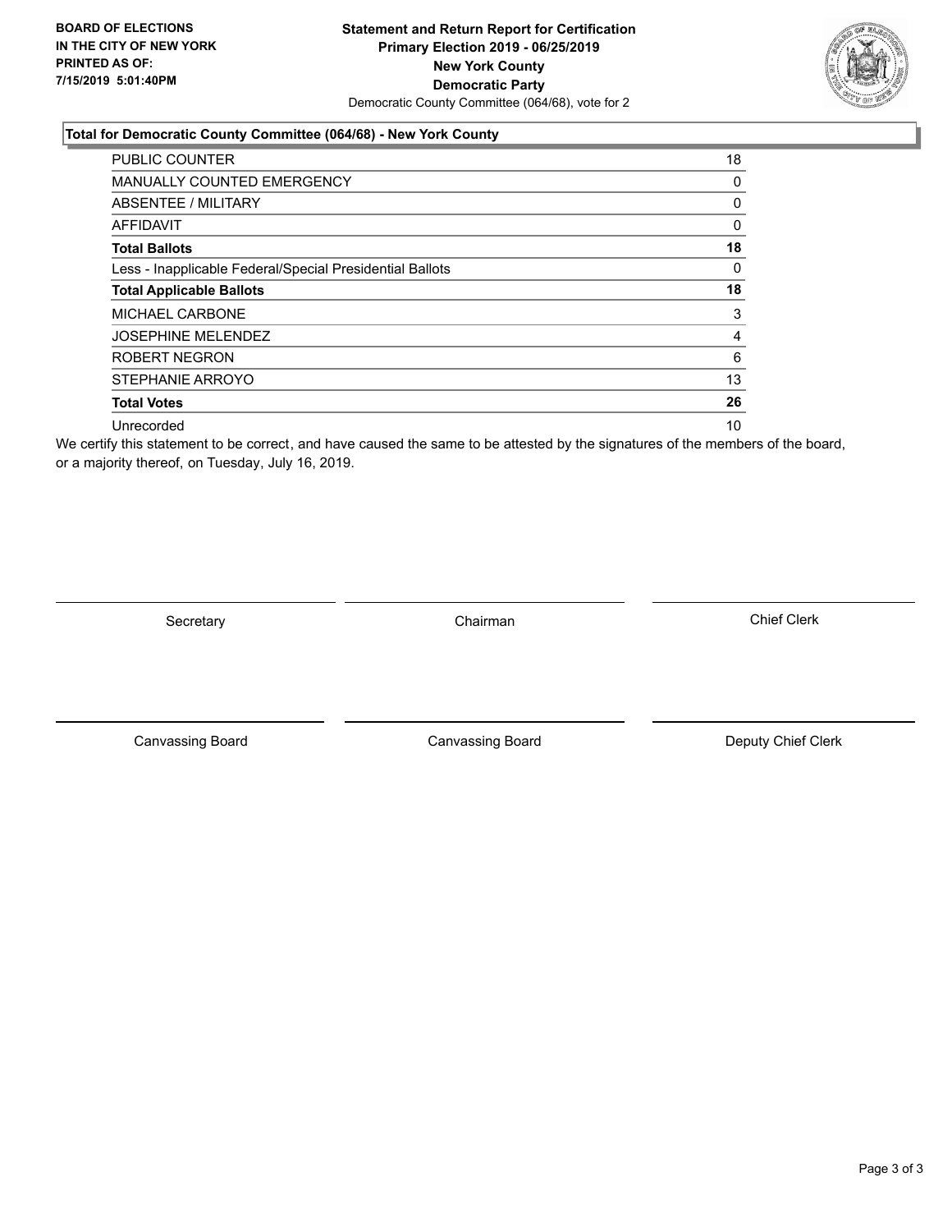**BOARD OF ELECTIONS IN THE CITY OF NEW YORK PRINTED AS OF: 7/15/2019 5:01:40PM**

**Statement and Return Report for Certification Primary Election 2019 - 06/25/2019 New York County Democratic Party**

Democratic County Committee (064/68), vote for 2

### Total for Democratic County Committee (064/68) - New York County

| | |
|---|---|
| PUBLIC COUNTER | 18 |
| MANUALLY COUNTED EMERGENCY | 0 |
| ABSENTEE / MILITARY | 0 |
| AFFIDAVIT | 0 |
| **Total Ballots** | **18** |
| Less - Inapplicable Federal/Special Presidential Ballots | 0 |
| **Total Applicable Ballots** | **18** |
| MICHAEL CARBONE | 3 |
| JOSEPHINE MELENDEZ | 4 |
| ROBERT NEGRON | 6 |
| STEPHANIE ARROYO | 13 |
| **Total Votes** | **26** |
| Unrecorded | 10 |

We certify this statement to be correct, and have caused the same to be attested by the signatures of the members of the board, or a majority thereof, on Tuesday, July 16, 2019.

Secretary

Chairman

Chief Clerk

Canvassing Board

Canvassing Board

Deputy Chief Clerk